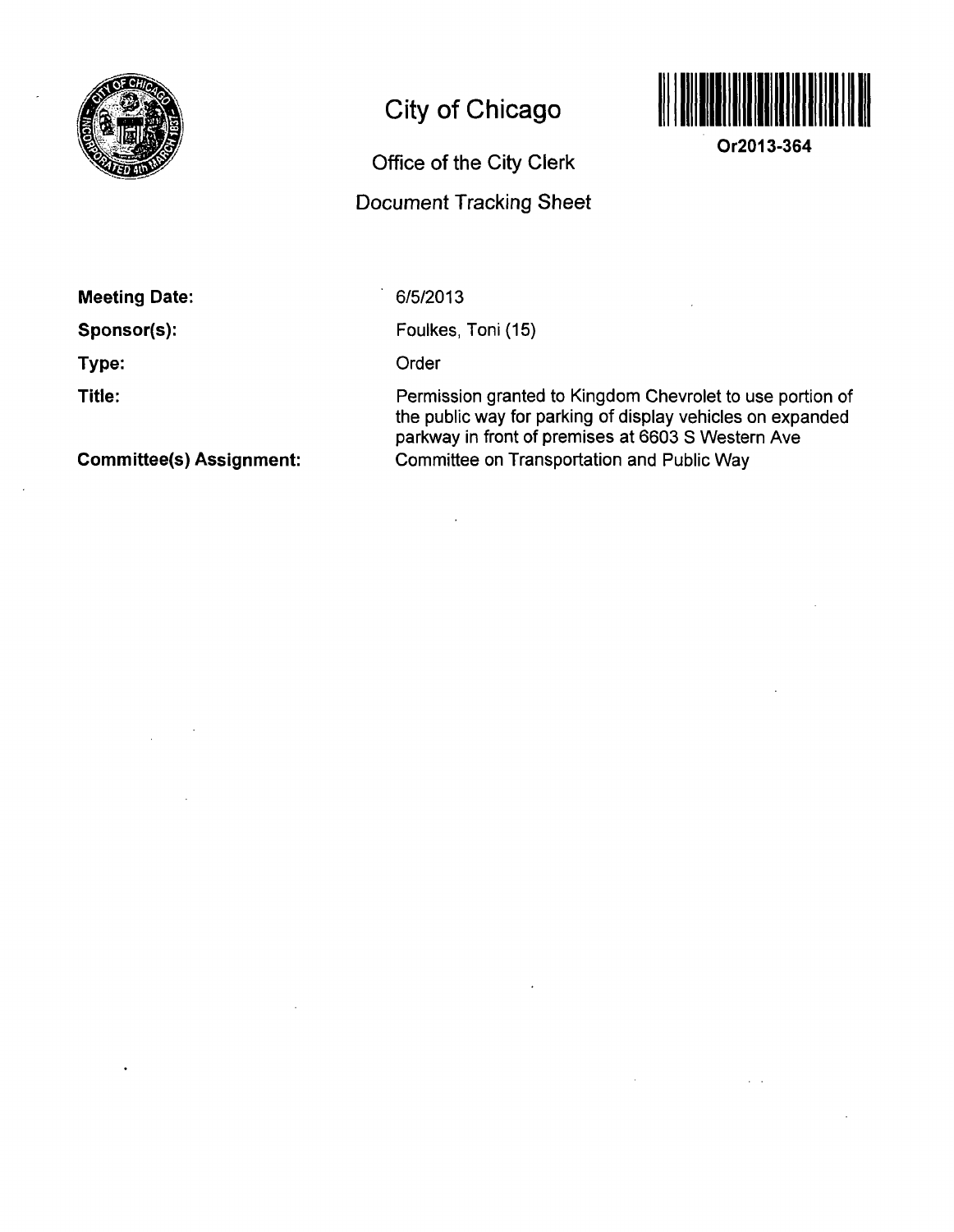# City of Chicago

## Office of the City Clerk

## Document Tracking Sheet

Or2013-364

**Meeting Date:** 6/5/2013

**Sponsor(s):** Foulkes, Toni (15)

**Type:** Order

**Title:** Permission granted to Kingdom Chevrolet to use portion of the public way for parking of display vehicles on expanded parkway in front of premises at 6603 S Western Ave

**Committee(s) Assignment:** Committee on Transportation and Public Way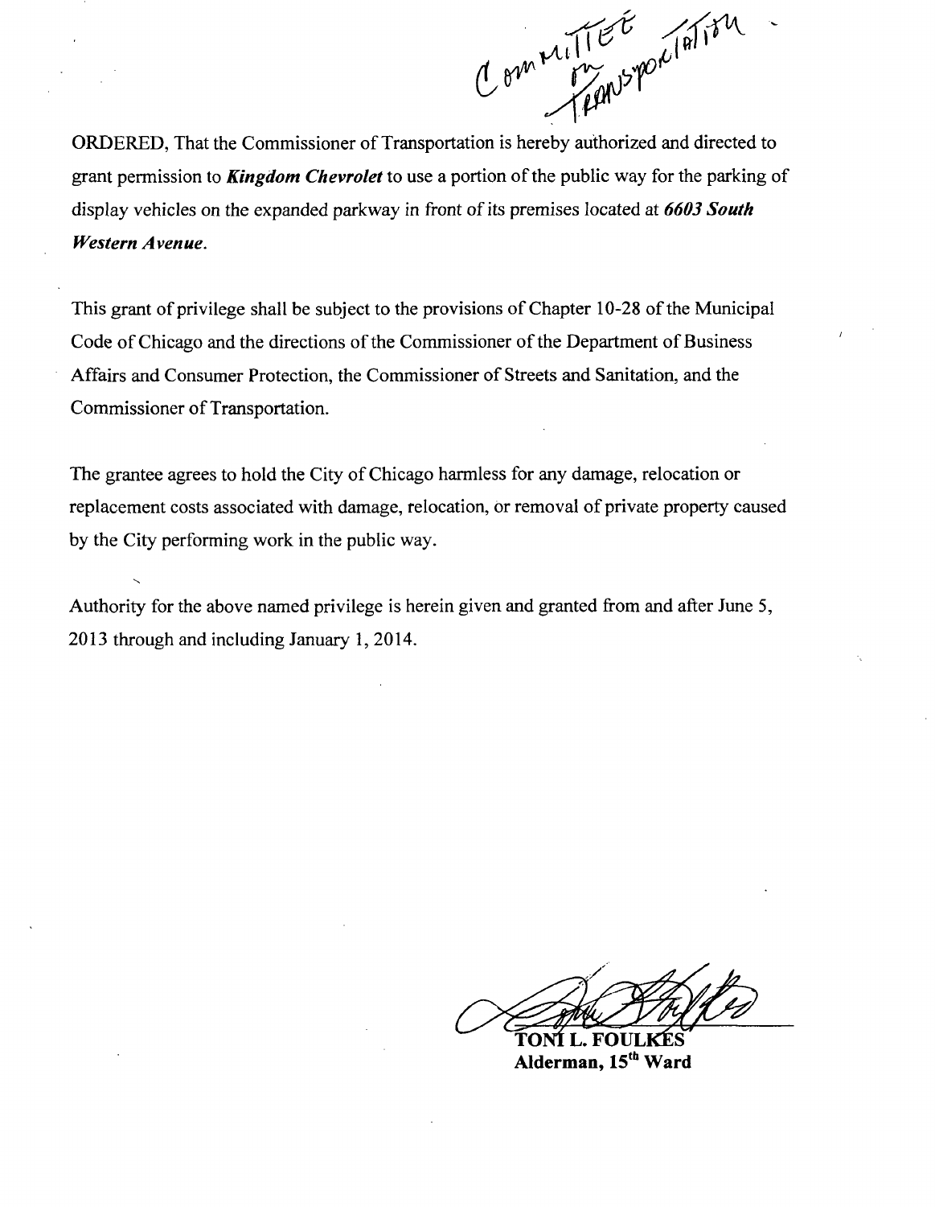Committee on Transportation

ORDERED, That the Commissioner of Transportation is hereby authorized and directed to grant permission to ***Kingdom Chevrolet*** to use a portion of the public way for the parking of display vehicles on the expanded parkway in front of its premises located at ***6603 South Western Avenue.***

This grant of privilege shall be subject to the provisions of Chapter 10-28 of the Municipal Code of Chicago and the directions of the Commissioner of the Department of Business Affairs and Consumer Protection, the Commissioner of Streets and Sanitation, and the Commissioner of Transportation.

The grantee agrees to hold the City of Chicago harmless for any damage, relocation or replacement costs associated with damage, relocation, or removal of private property caused by the City performing work in the public way.

Authority for the above named privilege is herein given and granted from and after June 5, 2013 through and including January 1, 2014.

**TONI L. FOULKES**
**Alderman, 15th Ward**